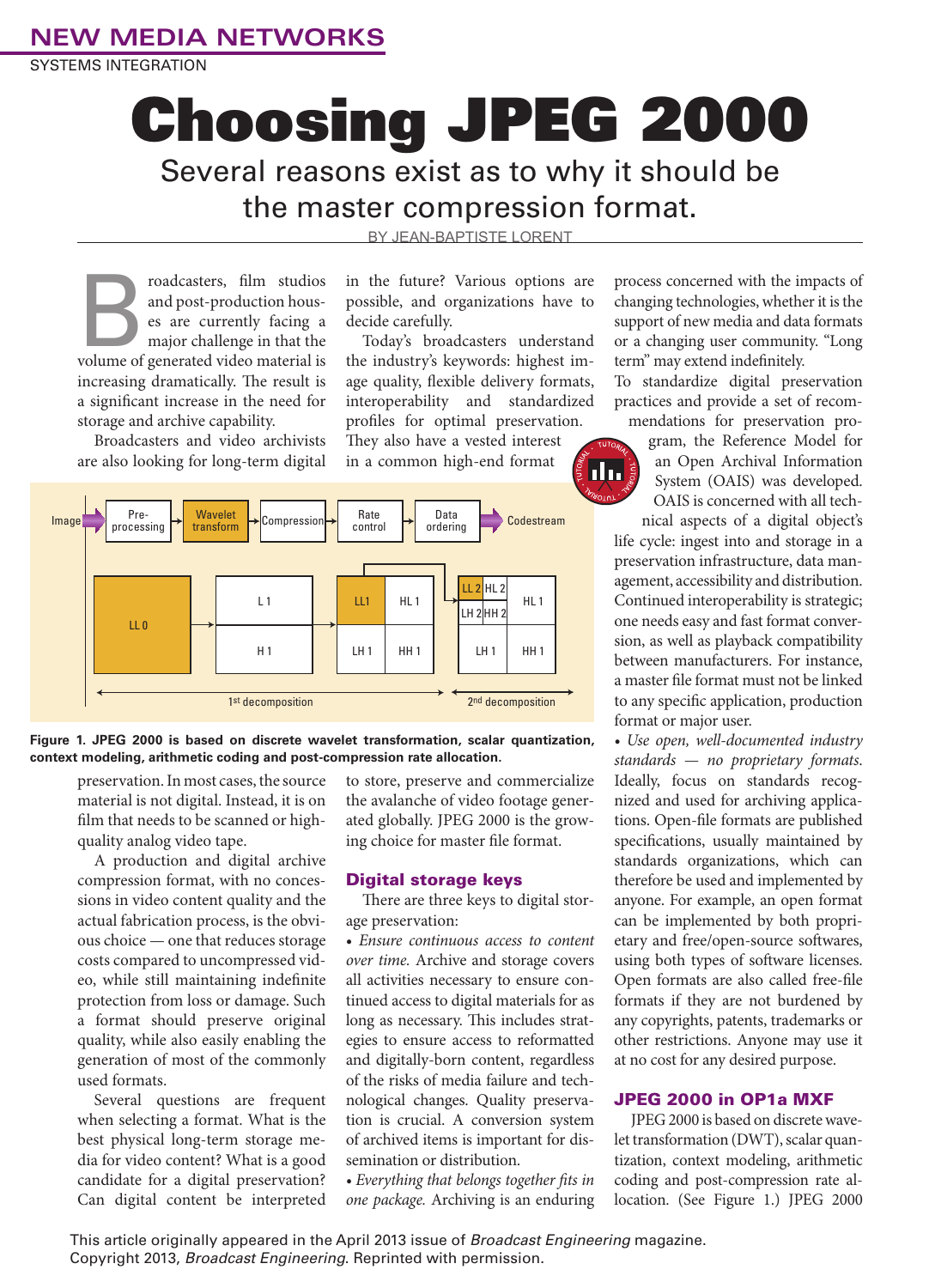NEW MEDIA NETWORKS

SYSTEMS INTEGRATION

# Choosing JPEG 2000

## Several reasons exist as to why it should be the master compression format.

BY JEAN-BAPTISTE LORENT

Broadcasters, film studios and post-production houses are currently facing a major challenge in that the volume of generated video material is increasing dramatically. The result is a significant increase in the need for storage and archive capability.

Broadcasters and video archivists are also looking for long-term digital preservation. In most cases, the source material is not digital. Instead, it is on film that needs to be scanned or high-quality analog video tape.

A production and digital archive compression format, with no concessions in video content quality and the actual fabrication process, is the obvious choice — one that reduces storage costs compared to uncompressed video, while still maintaining indefinite protection from loss or damage. Such a format should preserve original quality, while also easily enabling the generation of most of the commonly used formats.

Several questions are frequent when selecting a format. What is the best physical long-term storage media for video content? What is a good candidate for a digital preservation? Can digital content be interpreted in the future? Various options are possible, and organizations have to decide carefully.

Today's broadcasters understand the industry's keywords: highest image quality, flexible delivery formats, interoperability and standardized profiles for optimal preservation. They also have a vested interest in a common high-end format to store, preserve and commercialize the avalanche of video footage generated globally. JPEG 2000 is the growing choice for master file format.

**Figure 1. JPEG 2000 is based on discrete wavelet transformation, scalar quantization, context modeling, arithmetic coding and post-compression rate allocation.**

### Digital storage keys

There are three keys to digital storage preservation:

- *Ensure continuous access to content over time.* Archive and storage covers all activities necessary to ensure continued access to digital materials for as long as necessary. This includes strategies to ensure access to reformatted and digitally-born content, regardless of the risks of media failure and technological changes. Quality preservation is crucial. A conversion system of archived items is important for dissemination or distribution.
- *Everything that belongs together fits in one package.* Archiving is an enduring process concerned with the impacts of changing technologies, whether it is the support of new media and data formats or a changing user community. "Long term" may extend indefinitely.

To standardize digital preservation practices and provide a set of recommendations for preservation program, the Reference Model for an Open Archival Information System (OAIS) was developed. OAIS is concerned with all technical aspects of a digital object's life cycle: ingest into and storage in a preservation infrastructure, data management, accessibility and distribution. Continued interoperability is strategic; one needs easy and fast format conversion, as well as playback compatibility between manufacturers. For instance, a master file format must not be linked to any specific application, production format or major user.

- *Use open, well-documented industry standards — no proprietary formats.* Ideally, focus on standards recognized and used for archiving applications. Open-file formats are published specifications, usually maintained by standards organizations, which can therefore be used and implemented by anyone. For example, an open format can be implemented by both proprietary and free/open-source softwares, using both types of software licenses. Open formats are also called free-file formats if they are not burdened by any copyrights, patents, trademarks or other restrictions. Anyone may use it at no cost for any desired purpose.

### JPEG 2000 in OP1a MXF

JPEG 2000 is based on discrete wavelet transformation (DWT), scalar quantization, context modeling, arithmetic coding and post-compression rate allocation. (See Figure 1.) JPEG 2000

This article originally appeared in the April 2013 issue of *Broadcast Engineering* magazine. Copyright 2013, *Broadcast Engineering*. Reprinted with permission.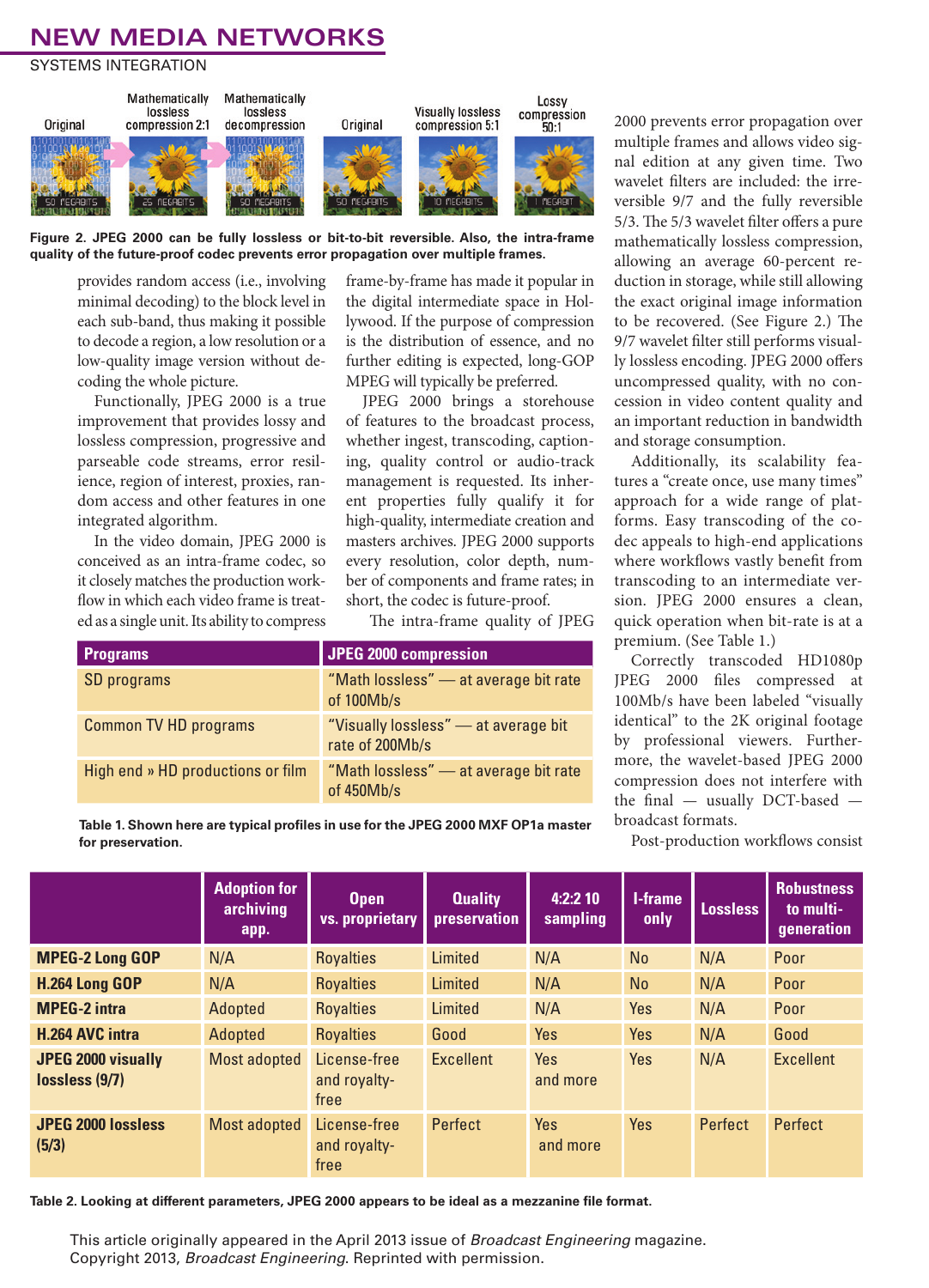Figure 2. JPEG 2000 can be fully lossless or bit-to-bit reversible. Also, the intra-frame quality of the future-proof codec prevents error propagation over multiple frames.

provides random access (i.e., involving minimal decoding) to the block level in each sub-band, thus making it possible to decode a region, a low resolution or a low-quality image version without decoding the whole picture.

Functionally, JPEG 2000 is a true improvement that provides lossy and lossless compression, progressive and parseable code streams, error resilience, region of interest, proxies, random access and other features in one integrated algorithm.

In the video domain, JPEG 2000 is conceived as an intra-frame codec, so it closely matches the production workflow in which each video frame is treated as a single unit. Its ability to compress frame-by-frame has made it popular in the digital intermediate space in Hollywood. If the purpose of compression is the distribution of essence, and no further editing is expected, long-GOP MPEG will typically be preferred.

JPEG 2000 brings a storehouse of features to the broadcast process, whether ingest, transcoding, captioning, quality control or audio-track management is requested. Its inherent properties fully qualify it for high-quality, intermediate creation and masters archives. JPEG 2000 supports every resolution, color depth, number of components and frame rates; in short, the codec is future-proof.

The intra-frame quality of JPEG 2000 prevents error propagation over multiple frames and allows video signal edition at any given time. Two wavelet filters are included: the irreversible 9/7 and the fully reversible 5/3. The 5/3 wavelet filter offers a pure mathematically lossless compression, allowing an average 60-percent reduction in storage, while still allowing the exact original image information to be recovered. (See Figure 2.) The 9/7 wavelet filter provides visually lossless encoding. JPEG 2000 offers uncompressed quality, with no concession in video content quality and an important reduction in bandwidth and storage consumption.

Additionally, its scalability features a "create once, use many times" approach for a wide range of platforms. Easy transcoding of the codec appeals to high-end applications where workflows vastly benefit from transcoding to an intermediate version. JPEG 2000 ensures a clean, quick operation when bit-rate is at a premium. (See Table 1.)

Correctly transcoded HD1080p JPEG 2000 files compressed at 100Mb/s have been labeled "visually identical" to the 2K original footage by professional viewers. Furthermore, the wavelet-based JPEG 2000 compression does not interfere with the final — usually DCT-based — broadcast formats.

Post-production workflows consist

| Programs | JPEG 2000 compression |
|---|---|
| SD programs | "Math lossless" — at average bit rate of 100Mb/s |
| Common TV HD programs | "Visually lossless" — at average bit rate of 200Mb/s |
| High end » HD productions or film | "Math lossless" — at average bit rate of 450Mb/s |

Table 1. Shown here are typical profiles in use for the JPEG 2000 MXF OP1a master for preservation.

| | Adoption for archiving app. | Open vs. proprietary | Quality preservation | 4:2:2 10 sampling | I-frame only | Lossless | Robustness to multi-generation |
|---|---|---|---|---|---|---|---|
| **MPEG-2 Long GOP** | N/A | Royalties | Limited | N/A | No | N/A | Poor |
| **H.264 Long GOP** | N/A | Royalties | Limited | N/A | No | N/A | Poor |
| **MPEG-2 intra** | Adopted | Royalties | Limited | N/A | Yes | N/A | Poor |
| **H.264 AVC intra** | Adopted | Royalties | Good | Yes | Yes | N/A | Good |
| **JPEG 2000 visually lossless (9/7)** | Most adopted | License-free and royalty-free | Excellent | Yes and more | Yes | N/A | Excellent |
| **JPEG 2000 lossless (5/3)** | Most adopted | License-free and royalty-free | Perfect | Yes and more | Yes | Perfect | Perfect |

Table 2. Looking at different parameters, JPEG 2000 appears to be ideal as a mezzanine file format.

This article originally appeared in the April 2013 issue of *Broadcast Engineering* magazine. Copyright 2013, *Broadcast Engineering*. Reprinted with permission.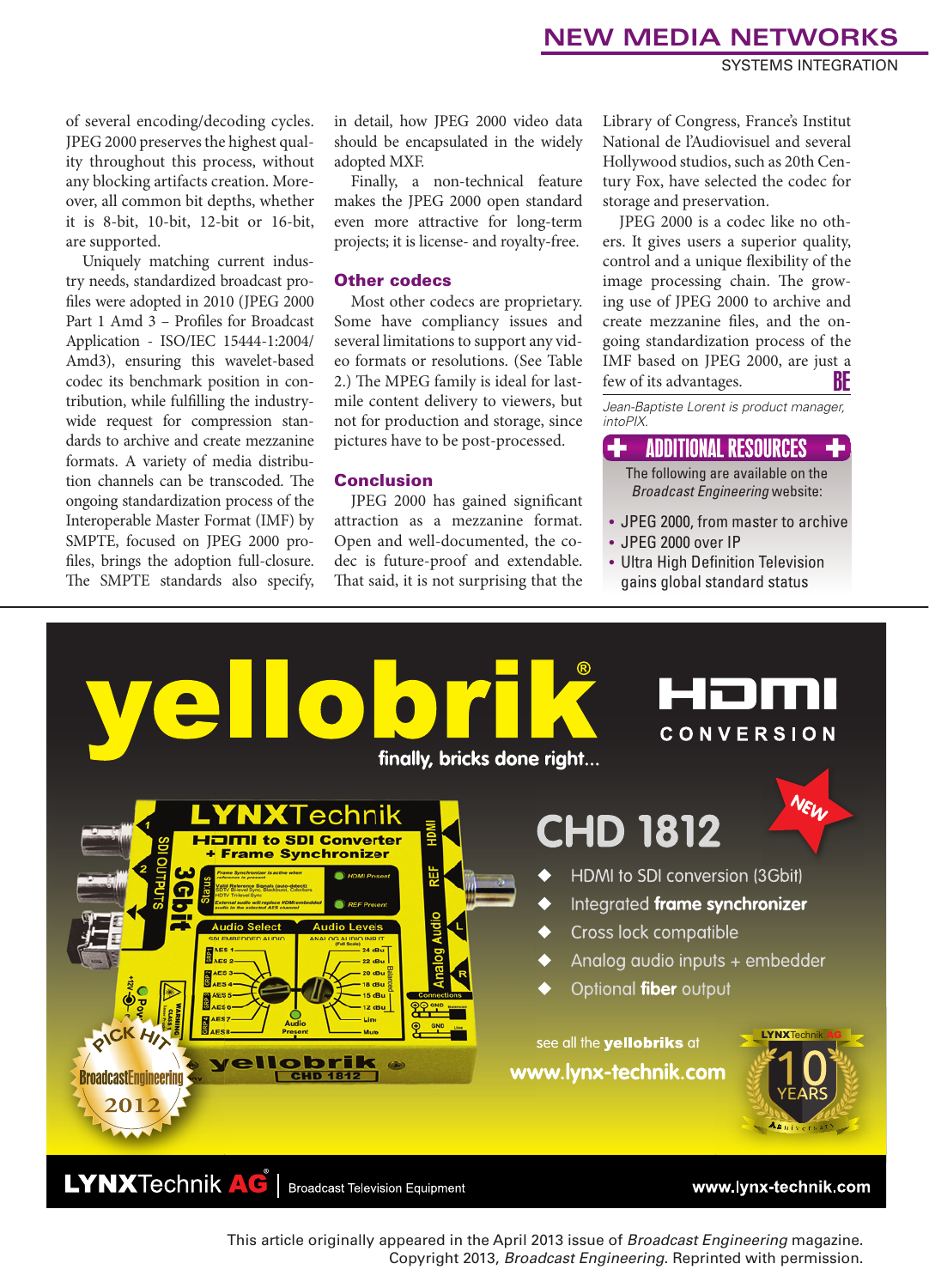of several encoding/decoding cycles. JPEG 2000 preserves the highest quality throughout this process, without any blocking artifacts creation. Moreover, all common bit depths, whether it is 8-bit, 10-bit, 12-bit or 16-bit, are supported.

Uniquely matching current industry needs, standardized broadcast profiles were adopted in 2010 (JPEG 2000 Part 1 Amd 3 – Profiles for Broadcast Application - ISO/IEC 15444-1:2004/Amd3), ensuring this wavelet-based codec its benchmark position in contribution, while fulfilling the industry-wide request for compression standards to archive and create mezzanine formats. A variety of media distribution channels can be transcoded. The ongoing standardization process of the Interoperable Master Format (IMF) by SMPTE, focused on JPEG 2000 profiles, brings the adoption full-closure. The SMPTE standards also specify, in detail, how JPEG 2000 video data should be encapsulated in the widely adopted MXF.

Finally, a non-technical feature makes the JPEG 2000 open standard even more attractive for long-term projects; it is license- and royalty-free.

## Other codecs

Most other codecs are proprietary. Some have compliancy issues and several limitations to support any video formats or resolutions. (See Table 2.) The MPEG family is ideal for last-mile content delivery to viewers, but not for production and storage, since pictures have to be post-processed.

## Conclusion

JPEG 2000 has gained significant attraction as a mezzanine format. Open and well-documented, the codec is future-proof and extendable. That said, it is not surprising that the Library of Congress, France's Institut National de l'Audiovisuel and several Hollywood studios, such as 20th Century Fox, have selected the codec for storage and preservation.

JPEG 2000 is a codec like no others. It gives users a superior quality, control and a unique flexibility of the image processing chain. The growing use of JPEG 2000 to archive and create mezzanine files, and the ongoing standardization process of the IMF based on JPEG 2000, are just a few of its advantages. **BE**

*Jean-Baptiste Lorent is product manager, intoPIX.*

### ADDITIONAL RESOURCES

The following are available on the *Broadcast Engineering* website:

- JPEG 2000, from master to archive
- JPEG 2000 over IP
- Ultra High Definition Television gains global standard status

yellobrik® — finally, bricks done right...

HDMI CONVERSION

**CHD 1812** — NEW

- HDMI to SDI conversion (3Gbit)
- Integrated **frame synchronizer**
- Cross lock compatible
- Analog audio inputs + embedder
- Optional **fiber** output

see all the **yellobriks** at www.lynx-technik.com

LYNXTechnik AG | Broadcast Television Equipment — www.lynx-technik.com

This article originally appeared in the April 2013 issue of *Broadcast Engineering* magazine. Copyright 2013, *Broadcast Engineering*. Reprinted with permission.